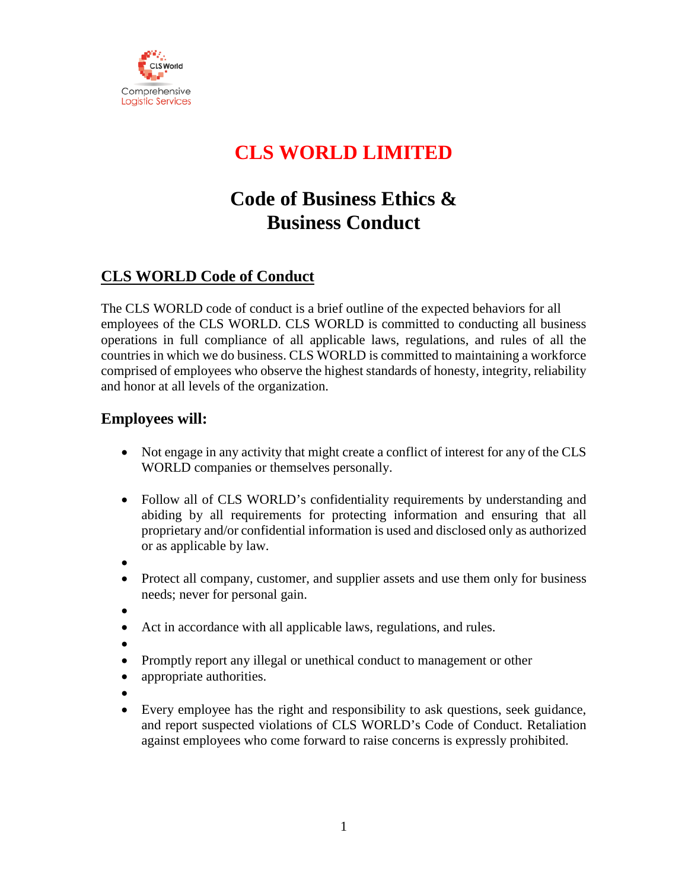CLS World

Comprehensive Logistic Services

# CLS WORLD LIMITED

# Code of Business Ethics & Business Conduct

## CLS WORLD Code of Conduct

The CLS WORLD code of conduct is a brief outline of the expected behaviors for all employees of the CLS WORLD. CLS WORLD is committed to conducting all business operations in full compliance of all applicable laws, regulations, and rules of all the countries in which we do business. CLS WORLD is committed to maintaining a workforce comprised of employees who observe the highest standards of honesty, integrity, reliability and honor at all levels of the organization.

### Employees will:

- Not engage in any activity that might create a conflict of interest for any of the CLS WORLD companies or themselves personally.
- Follow all of CLS WORLD's confidentiality requirements by understanding and abiding by all requirements for protecting information and ensuring that all proprietary and/or confidential information is used and disclosed only as authorized or as applicable by law.
- Protect all company, customer, and supplier assets and use them only for business needs; never for personal gain.
- Act in accordance with all applicable laws, regulations, and rules.
- Promptly report any illegal or unethical conduct to management or other
- appropriate authorities.
- Every employee has the right and responsibility to ask questions, seek guidance, and report suspected violations of CLS WORLD's Code of Conduct. Retaliation against employees who come forward to raise concerns is expressly prohibited.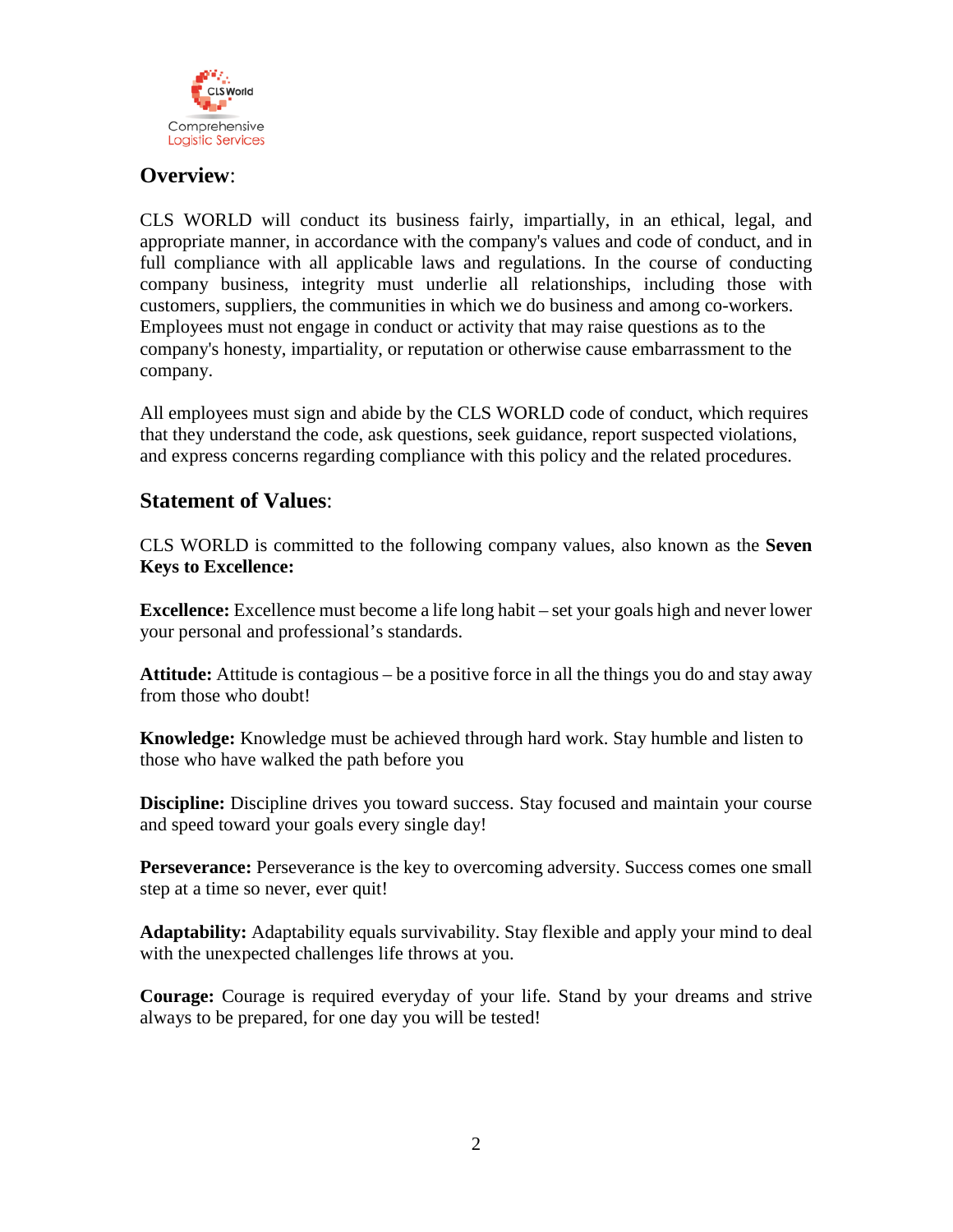## **Overview**:

CLS WORLD will conduct its business fairly, impartially, in an ethical, legal, and appropriate manner, in accordance with the company's values and code of conduct, and in full compliance with all applicable laws and regulations. In the course of conducting company business, integrity must underlie all relationships, including those with customers, suppliers, the communities in which we do business and among co-workers. Employees must not engage in conduct or activity that may raise questions as to the company's honesty, impartiality, or reputation or otherwise cause embarrassment to the company.

All employees must sign and abide by the CLS WORLD code of conduct, which requires that they understand the code, ask questions, seek guidance, report suspected violations, and express concerns regarding compliance with this policy and the related procedures.

## **Statement of Values**:

CLS WORLD is committed to the following company values, also known as the **Seven Keys to Excellence:**

**Excellence:** Excellence must become a life long habit – set your goals high and never lower your personal and professional's standards.

**Attitude:** Attitude is contagious – be a positive force in all the things you do and stay away from those who doubt!

**Knowledge:** Knowledge must be achieved through hard work. Stay humble and listen to those who have walked the path before you

**Discipline:** Discipline drives you toward success. Stay focused and maintain your course and speed toward your goals every single day!

**Perseverance:** Perseverance is the key to overcoming adversity. Success comes one small step at a time so never, ever quit!

**Adaptability:** Adaptability equals survivability. Stay flexible and apply your mind to deal with the unexpected challenges life throws at you.

**Courage:** Courage is required everyday of your life. Stand by your dreams and strive always to be prepared, for one day you will be tested!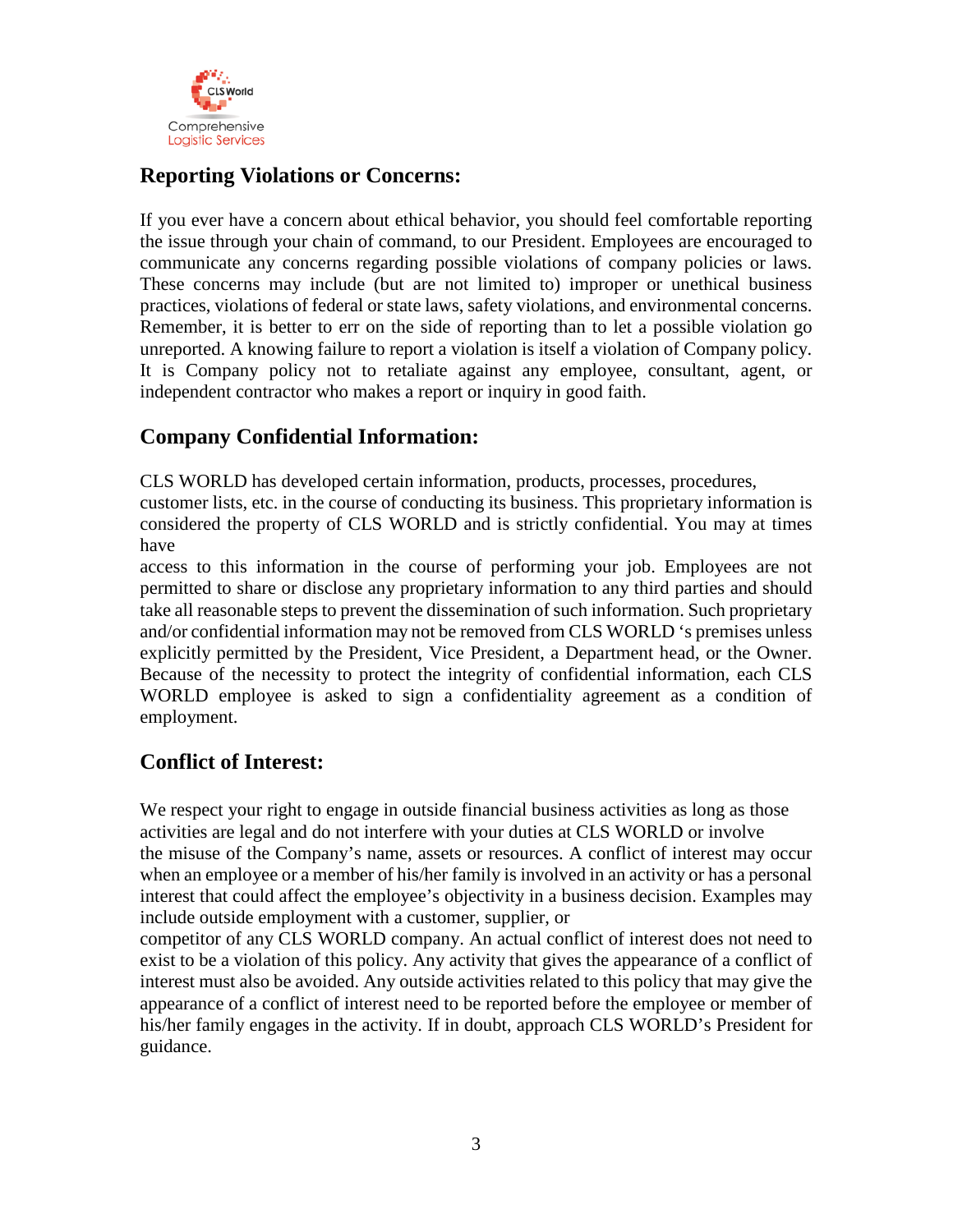## Reporting Violations or Concerns:

If you ever have a concern about ethical behavior, you should feel comfortable reporting the issue through your chain of command, to our President. Employees are encouraged to communicate any concerns regarding possible violations of company policies or laws. These concerns may include (but are not limited to) improper or unethical business practices, violations of federal or state laws, safety violations, and environmental concerns. Remember, it is better to err on the side of reporting than to let a possible violation go unreported. A knowing failure to report a violation is itself a violation of Company policy. It is Company policy not to retaliate against any employee, consultant, agent, or independent contractor who makes a report or inquiry in good faith.

## Company Confidential Information:

CLS WORLD has developed certain information, products, processes, procedures, customer lists, etc. in the course of conducting its business. This proprietary information is considered the property of CLS WORLD and is strictly confidential. You may at times have access to this information in the course of performing your job. Employees are not permitted to share or disclose any proprietary information to any third parties and should take all reasonable steps to prevent the dissemination of such information. Such proprietary and/or confidential information may not be removed from CLS WORLD 's premises unless explicitly permitted by the President, Vice President, a Department head, or the Owner. Because of the necessity to protect the integrity of confidential information, each CLS WORLD employee is asked to sign a confidentiality agreement as a condition of employment.

## Conflict of Interest:

We respect your right to engage in outside financial business activities as long as those activities are legal and do not interfere with your duties at CLS WORLD or involve the misuse of the Company's name, assets or resources. A conflict of interest may occur when an employee or a member of his/her family is involved in an activity or has a personal interest that could affect the employee's objectivity in a business decision. Examples may include outside employment with a customer, supplier, or competitor of any CLS WORLD company. An actual conflict of interest does not need to exist to be a violation of this policy. Any activity that gives the appearance of a conflict of interest must also be avoided. Any outside activities related to this policy that may give the appearance of a conflict of interest need to be reported before the employee or member of his/her family engages in the activity. If in doubt, approach CLS WORLD's President for guidance.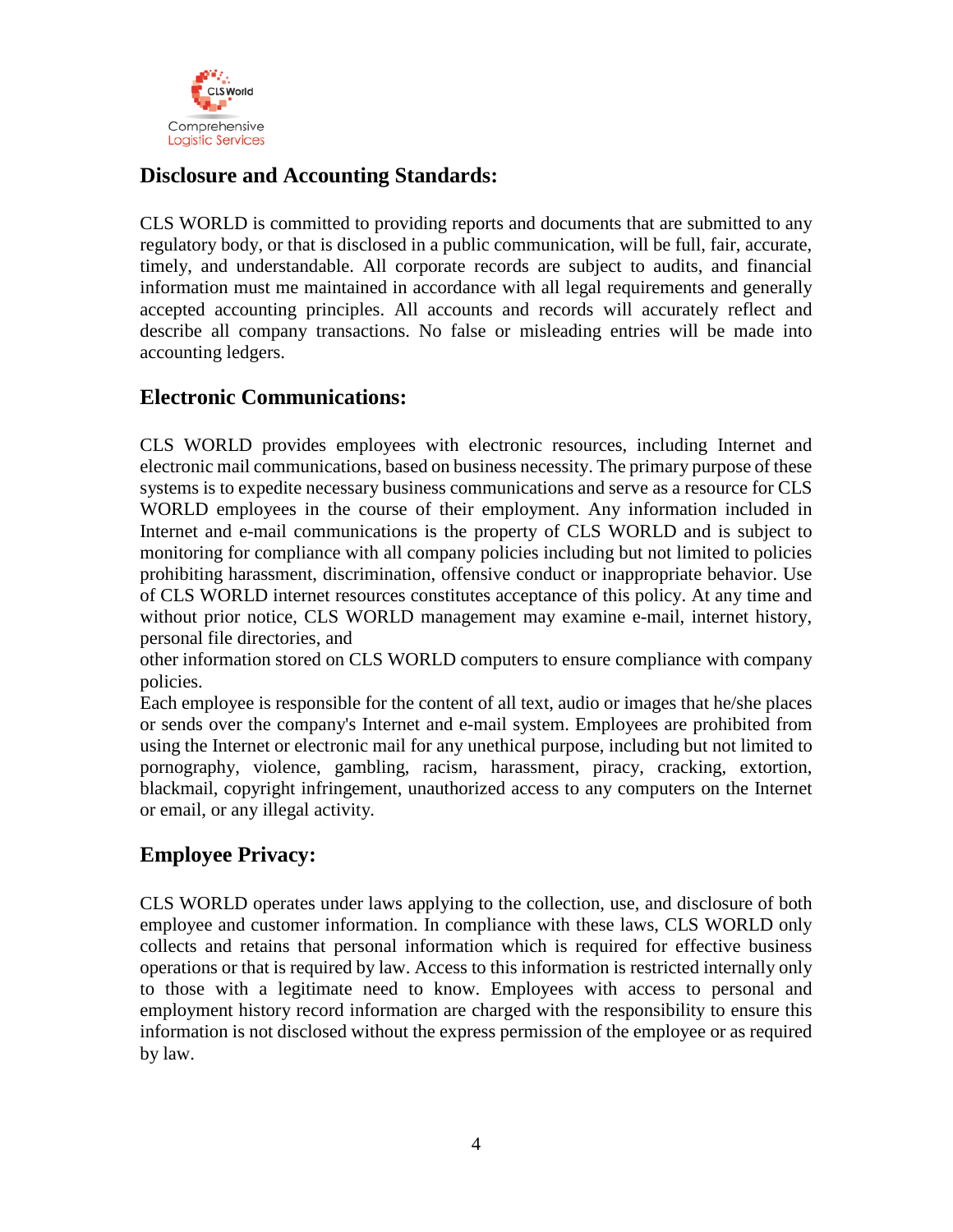## Disclosure and Accounting Standards:

CLS WORLD is committed to providing reports and documents that are submitted to any regulatory body, or that is disclosed in a public communication, will be full, fair, accurate, timely, and understandable. All corporate records are subject to audits, and financial information must me maintained in accordance with all legal requirements and generally accepted accounting principles. All accounts and records will accurately reflect and describe all company transactions. No false or misleading entries will be made into accounting ledgers.

## Electronic Communications:

CLS WORLD provides employees with electronic resources, including Internet and electronic mail communications, based on business necessity. The primary purpose of these systems is to expedite necessary business communications and serve as a resource for CLS WORLD employees in the course of their employment. Any information included in Internet and e-mail communications is the property of CLS WORLD and is subject to monitoring for compliance with all company policies including but not limited to policies prohibiting harassment, discrimination, offensive conduct or inappropriate behavior. Use of CLS WORLD internet resources constitutes acceptance of this policy. At any time and without prior notice, CLS WORLD management may examine e-mail, internet history, personal file directories, and
other information stored on CLS WORLD computers to ensure compliance with company policies.
Each employee is responsible for the content of all text, audio or images that he/she places or sends over the company's Internet and e-mail system. Employees are prohibited from using the Internet or electronic mail for any unethical purpose, including but not limited to pornography, violence, gambling, racism, harassment, piracy, cracking, extortion, blackmail, copyright infringement, unauthorized access to any computers on the Internet or email, or any illegal activity.

## Employee Privacy:

CLS WORLD operates under laws applying to the collection, use, and disclosure of both employee and customer information. In compliance with these laws, CLS WORLD only collects and retains that personal information which is required for effective business operations or that is required by law. Access to this information is restricted internally only to those with a legitimate need to know. Employees with access to personal and employment history record information are charged with the responsibility to ensure this information is not disclosed without the express permission of the employee or as required by law.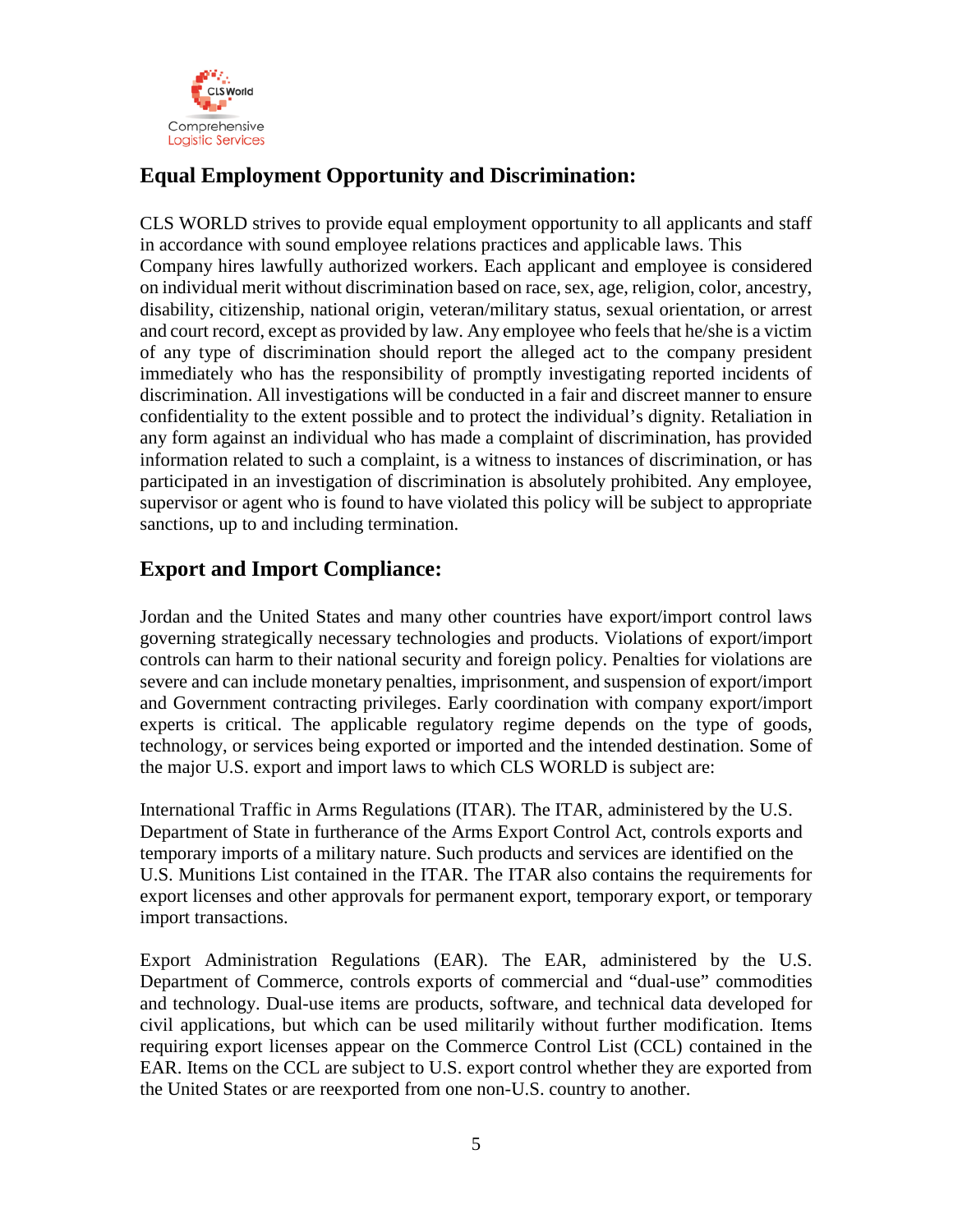## Equal Employment Opportunity and Discrimination:

CLS WORLD strives to provide equal employment opportunity to all applicants and staff in accordance with sound employee relations practices and applicable laws. This Company hires lawfully authorized workers. Each applicant and employee is considered on individual merit without discrimination based on race, sex, age, religion, color, ancestry, disability, citizenship, national origin, veteran/military status, sexual orientation, or arrest and court record, except as provided by law. Any employee who feels that he/she is a victim of any type of discrimination should report the alleged act to the company president immediately who has the responsibility of promptly investigating reported incidents of discrimination. All investigations will be conducted in a fair and discreet manner to ensure confidentiality to the extent possible and to protect the individual's dignity. Retaliation in any form against an individual who has made a complaint of discrimination, has provided information related to such a complaint, is a witness to instances of discrimination, or has participated in an investigation of discrimination is absolutely prohibited. Any employee, supervisor or agent who is found to have violated this policy will be subject to appropriate sanctions, up to and including termination.

## Export and Import Compliance:

Jordan and the United States and many other countries have export/import control laws governing strategically necessary technologies and products. Violations of export/import controls can harm to their national security and foreign policy. Penalties for violations are severe and can include monetary penalties, imprisonment, and suspension of export/import and Government contracting privileges. Early coordination with company export/import experts is critical. The applicable regulatory regime depends on the type of goods, technology, or services being exported or imported and the intended destination. Some of the major U.S. export and import laws to which CLS WORLD is subject are:

International Traffic in Arms Regulations (ITAR). The ITAR, administered by the U.S. Department of State in furtherance of the Arms Export Control Act, controls exports and temporary imports of a military nature. Such products and services are identified on the U.S. Munitions List contained in the ITAR. The ITAR also contains the requirements for export licenses and other approvals for permanent export, temporary export, or temporary import transactions.

Export Administration Regulations (EAR). The EAR, administered by the U.S. Department of Commerce, controls exports of commercial and "dual-use" commodities and technology. Dual-use items are products, software, and technical data developed for civil applications, but which can be used militarily without further modification. Items requiring export licenses appear on the Commerce Control List (CCL) contained in the EAR. Items on the CCL are subject to U.S. export control whether they are exported from the United States or are reexported from one non-U.S. country to another.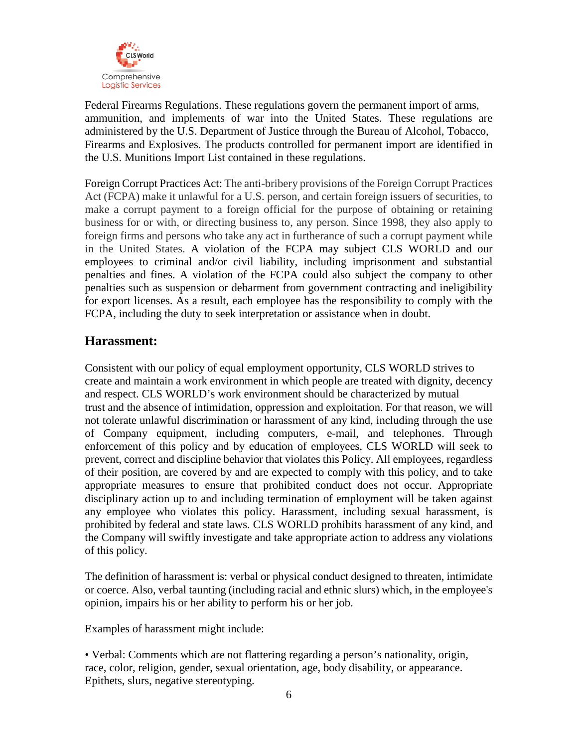Federal Firearms Regulations. These regulations govern the permanent import of arms, ammunition, and implements of war into the United States. These regulations are administered by the U.S. Department of Justice through the Bureau of Alcohol, Tobacco, Firearms and Explosives. The products controlled for permanent import are identified in the U.S. Munitions Import List contained in these regulations.

Foreign Corrupt Practices Act: The anti-bribery provisions of the Foreign Corrupt Practices Act (FCPA) make it unlawful for a U.S. person, and certain foreign issuers of securities, to make a corrupt payment to a foreign official for the purpose of obtaining or retaining business for or with, or directing business to, any person. Since 1998, they also apply to foreign firms and persons who take any act in furtherance of such a corrupt payment while in the United States. A violation of the FCPA may subject CLS WORLD and our employees to criminal and/or civil liability, including imprisonment and substantial penalties and fines. A violation of the FCPA could also subject the company to other penalties such as suspension or debarment from government contracting and ineligibility for export licenses. As a result, each employee has the responsibility to comply with the FCPA, including the duty to seek interpretation or assistance when in doubt.

## Harassment:

Consistent with our policy of equal employment opportunity, CLS WORLD strives to create and maintain a work environment in which people are treated with dignity, decency and respect. CLS WORLD's work environment should be characterized by mutual trust and the absence of intimidation, oppression and exploitation. For that reason, we will not tolerate unlawful discrimination or harassment of any kind, including through the use of Company equipment, including computers, e-mail, and telephones. Through enforcement of this policy and by education of employees, CLS WORLD will seek to prevent, correct and discipline behavior that violates this Policy. All employees, regardless of their position, are covered by and are expected to comply with this policy, and to take appropriate measures to ensure that prohibited conduct does not occur. Appropriate disciplinary action up to and including termination of employment will be taken against any employee who violates this policy. Harassment, including sexual harassment, is prohibited by federal and state laws. CLS WORLD prohibits harassment of any kind, and the Company will swiftly investigate and take appropriate action to address any violations of this policy.

The definition of harassment is: verbal or physical conduct designed to threaten, intimidate or coerce. Also, verbal taunting (including racial and ethnic slurs) which, in the employee's opinion, impairs his or her ability to perform his or her job.

Examples of harassment might include:

• Verbal: Comments which are not flattering regarding a person's nationality, origin, race, color, religion, gender, sexual orientation, age, body disability, or appearance. Epithets, slurs, negative stereotyping.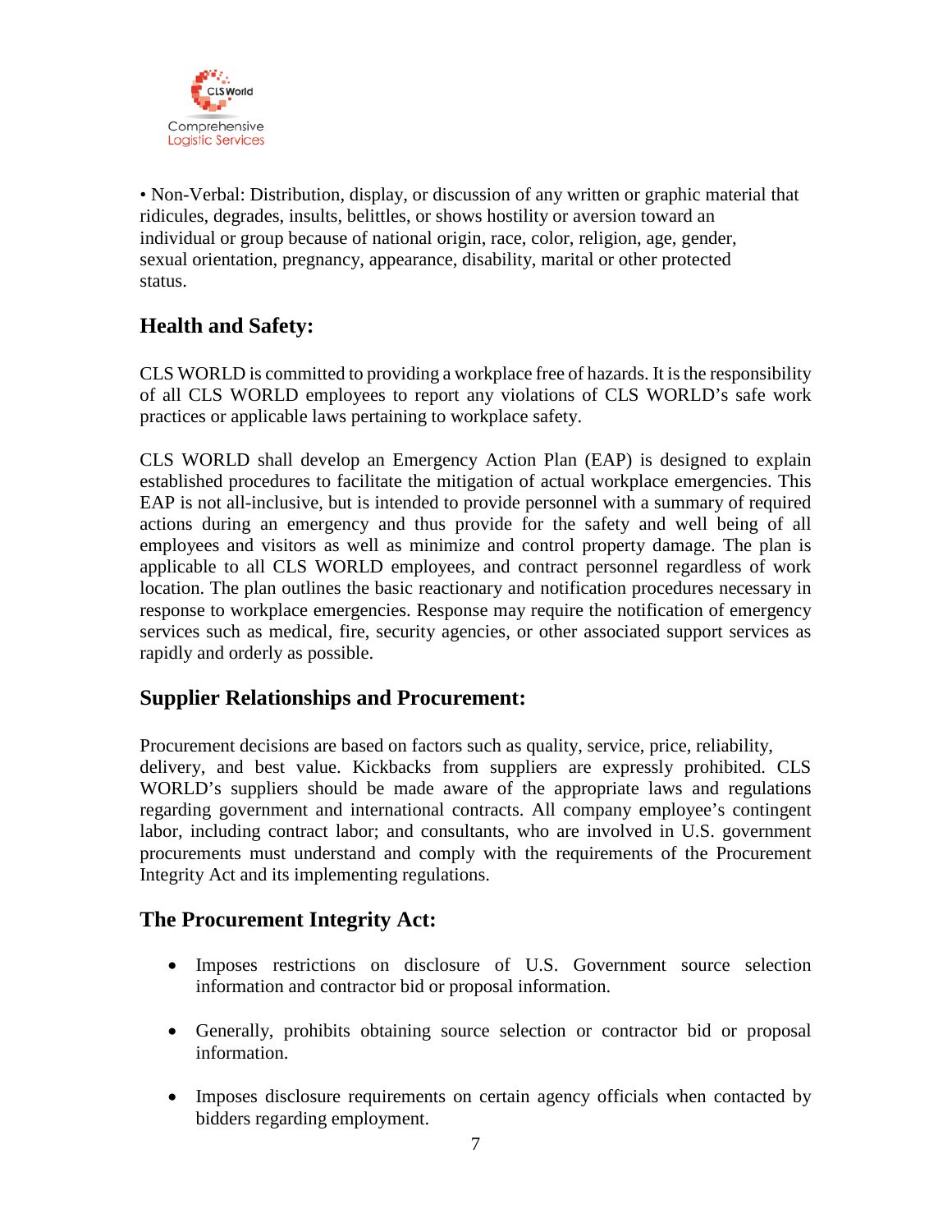• Non-Verbal: Distribution, display, or discussion of any written or graphic material that ridicules, degrades, insults, belittles, or shows hostility or aversion toward an individual or group because of national origin, race, color, religion, age, gender, sexual orientation, pregnancy, appearance, disability, marital or other protected status.

## Health and Safety:

CLS WORLD is committed to providing a workplace free of hazards. It is the responsibility of all CLS WORLD employees to report any violations of CLS WORLD's safe work practices or applicable laws pertaining to workplace safety.

CLS WORLD shall develop an Emergency Action Plan (EAP) is designed to explain established procedures to facilitate the mitigation of actual workplace emergencies. This EAP is not all-inclusive, but is intended to provide personnel with a summary of required actions during an emergency and thus provide for the safety and well being of all employees and visitors as well as minimize and control property damage. The plan is applicable to all CLS WORLD employees, and contract personnel regardless of work location. The plan outlines the basic reactionary and notification procedures necessary in response to workplace emergencies. Response may require the notification of emergency services such as medical, fire, security agencies, or other associated support services as rapidly and orderly as possible.

## Supplier Relationships and Procurement:

Procurement decisions are based on factors such as quality, service, price, reliability, delivery, and best value. Kickbacks from suppliers are expressly prohibited. CLS WORLD's suppliers should be made aware of the appropriate laws and regulations regarding government and international contracts. All company employee's contingent labor, including contract labor; and consultants, who are involved in U.S. government procurements must understand and comply with the requirements of the Procurement Integrity Act and its implementing regulations.

## The Procurement Integrity Act:

- Imposes restrictions on disclosure of U.S. Government source selection information and contractor bid or proposal information.
- Generally, prohibits obtaining source selection or contractor bid or proposal information.
- Imposes disclosure requirements on certain agency officials when contacted by bidders regarding employment.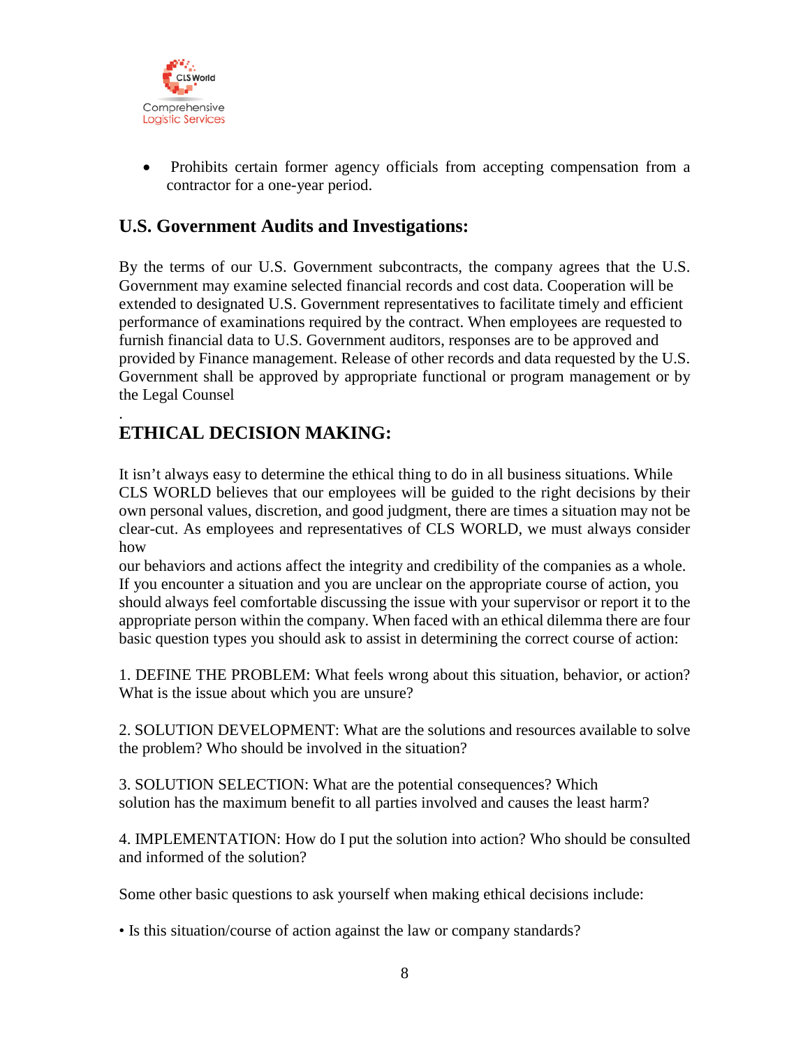- Prohibits certain former agency officials from accepting compensation from a contractor for a one-year period.

## U.S. Government Audits and Investigations:

By the terms of our U.S. Government subcontracts, the company agrees that the U.S. Government may examine selected financial records and cost data. Cooperation will be extended to designated U.S. Government representatives to facilitate timely and efficient performance of examinations required by the contract. When employees are requested to furnish financial data to U.S. Government auditors, responses are to be approved and provided by Finance management. Release of other records and data requested by the U.S. Government shall be approved by appropriate functional or program management or by the Legal Counsel

.

## ETHICAL DECISION MAKING:

It isn't always easy to determine the ethical thing to do in all business situations. While CLS WORLD believes that our employees will be guided to the right decisions by their own personal values, discretion, and good judgment, there are times a situation may not be clear-cut. As employees and representatives of CLS WORLD, we must always consider how our behaviors and actions affect the integrity and credibility of the companies as a whole. If you encounter a situation and you are unclear on the appropriate course of action, you should always feel comfortable discussing the issue with your supervisor or report it to the appropriate person within the company. When faced with an ethical dilemma there are four basic question types you should ask to assist in determining the correct course of action:

1. DEFINE THE PROBLEM: What feels wrong about this situation, behavior, or action? What is the issue about which you are unsure?

2. SOLUTION DEVELOPMENT: What are the solutions and resources available to solve the problem? Who should be involved in the situation?

3. SOLUTION SELECTION: What are the potential consequences? Which solution has the maximum benefit to all parties involved and causes the least harm?

4. IMPLEMENTATION: How do I put the solution into action? Who should be consulted and informed of the solution?

Some other basic questions to ask yourself when making ethical decisions include:

- Is this situation/course of action against the law or company standards?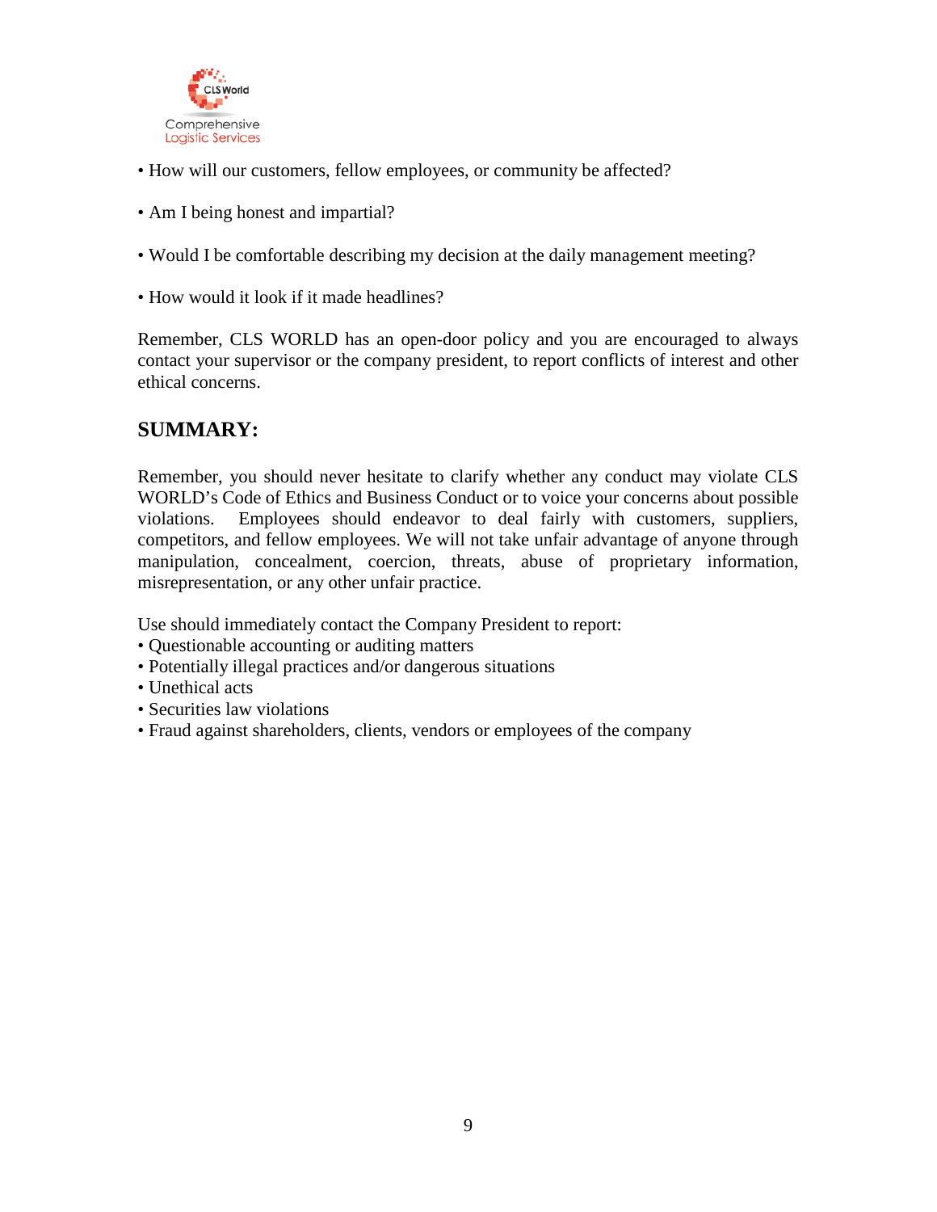- How will our customers, fellow employees, or community be affected?

- Am I being honest and impartial?

- Would I be comfortable describing my decision at the daily management meeting?

- How would it look if it made headlines?

Remember, CLS WORLD has an open-door policy and you are encouraged to always contact your supervisor or the company president, to report conflicts of interest and other ethical concerns.

## SUMMARY:

Remember, you should never hesitate to clarify whether any conduct may violate CLS WORLD's Code of Ethics and Business Conduct or to voice your concerns about possible violations. Employees should endeavor to deal fairly with customers, suppliers, competitors, and fellow employees. We will not take unfair advantage of anyone through manipulation, concealment, coercion, threats, abuse of proprietary information, misrepresentation, or any other unfair practice.

Use should immediately contact the Company President to report:
- Questionable accounting or auditing matters
- Potentially illegal practices and/or dangerous situations
- Unethical acts
- Securities law violations
- Fraud against shareholders, clients, vendors or employees of the company